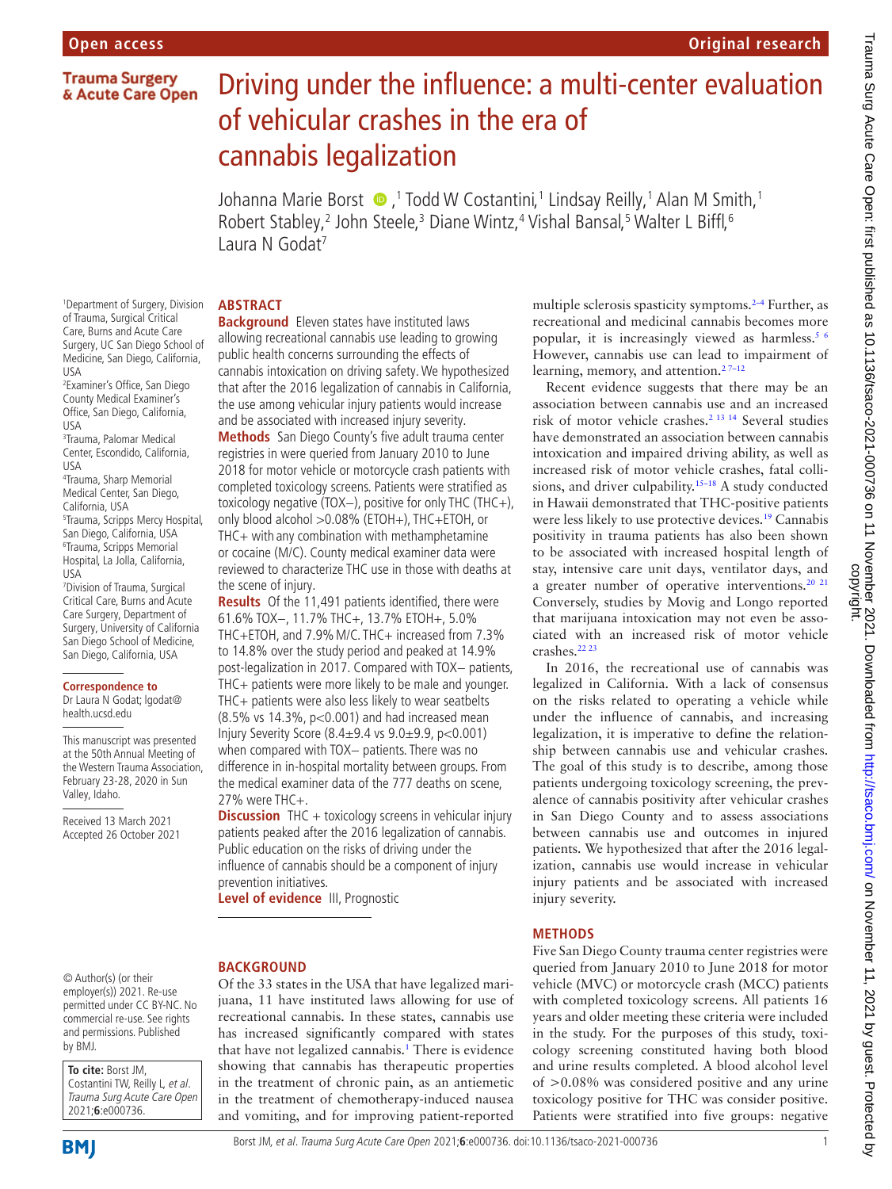Open access

Original research

# Driving under the influence: a multi-center evaluation of vehicular crashes in the era of cannabis legalization

Johanna Marie Borst,[1] Todd W Costantini,[1] Lindsay Reilly,[1] Alan M Smith,[1] Robert Stabley,[2] John Steele,[3] Diane Wintz,[4] Vishal Bansal,[5] Walter L Biffl,[6] Laura N Godat[7]

[1]Department of Surgery, Division of Trauma, Surgical Critical Care, Burns and Acute Care Surgery, UC San Diego School of Medicine, San Diego, California, USA
[2]Examiner's Office, San Diego County Medical Examiner's Office, San Diego, California, USA
[3]Trauma, Palomar Medical Center, Escondido, California, USA
[4]Trauma, Sharp Memorial Medical Center, San Diego, California, USA
[5]Trauma, Scripps Mercy Hospital, San Diego, California, USA
[6]Trauma, Scripps Memorial Hospital, La Jolla, California, USA
[7]Division of Trauma, Surgical Critical Care, Burns and Acute Care Surgery, Department of Surgery, University of California San Diego School of Medicine, San Diego, California, USA

**Correspondence to**
Dr Laura N Godat; lgodat@health.ucsd.edu

This manuscript was presented at the 50th Annual Meeting of the Western Trauma Association, February 23-28, 2020 in Sun Valley, Idaho.

Received 13 March 2021
Accepted 26 October 2021

## ABSTRACT

**Background** Eleven states have instituted laws allowing recreational cannabis use leading to growing public health concerns surrounding the effects of cannabis intoxication on driving safety. We hypothesized that after the 2016 legalization of cannabis in California, the use among vehicular injury patients would increase and be associated with increased injury severity.

**Methods** San Diego County's five adult trauma center registries in were queried from January 2010 to June 2018 for motor vehicle or motorcycle crash patients with completed toxicology screens. Patients were stratified as toxicology negative (TOX−), positive for only THC (THC+), only blood alcohol >0.08% (ETOH+), THC+ETOH, or THC+ with any combination with methamphetamine or cocaine (M/C). County medical examiner data were reviewed to characterize THC use in those with deaths at the scene of injury.

**Results** Of the 11,491 patients identified, there were 61.6% TOX−, 11.7% THC+, 13.7% ETOH+, 5.0% THC+ETOH, and 7.9% M/C. THC+ increased from 7.3% to 14.8% over the study period and peaked at 14.9% post-legalization in 2017. Compared with TOX− patients, THC+ patients were more likely to be male and younger. THC+ patients were also less likely to wear seatbelts (8.5% vs 14.3%, $p<0.001$) and had increased mean Injury Severity Score (8.4±9.4 vs 9.0±9.9, $p<0.001$) when compared with TOX− patients. There was no difference in in-hospital mortality between groups. From the medical examiner data of the 777 deaths on scene, 27% were THC+.

**Discussion** THC + toxicology screens in vehicular injury patients peaked after the 2016 legalization of cannabis. Public education on the risks of driving under the influence of cannabis should be a component of injury prevention initiatives.

**Level of evidence** III, Prognostic

## BACKGROUND

Of the 33 states in the USA that have legalized marijuana, 11 have instituted laws allowing for use of recreational cannabis. In these states, cannabis use has increased significantly compared with states that have not legalized cannabis.[1] There is evidence showing that cannabis has therapeutic properties in the treatment of chronic pain, as an antiemetic in the treatment of chemotherapy-induced nausea and vomiting, and for improving patient-reported multiple sclerosis spasticity symptoms.[2–4] Further, as recreational and medicinal cannabis becomes more popular, it is increasingly viewed as harmless.[5 6] However, cannabis use can lead to impairment of learning, memory, and attention.[2 7–12]

Recent evidence suggests that there may be an association between cannabis use and an increased risk of motor vehicle crashes.[2 13 14] Several studies have demonstrated an association between cannabis intoxication and impaired driving ability, as well as increased risk of motor vehicle crashes, fatal collisions, and driver culpability.[15–18] A study conducted in Hawaii demonstrated that THC-positive patients were less likely to use protective devices.[19] Cannabis positivity in trauma patients has also been shown to be associated with increased hospital length of stay, intensive care unit days, ventilator days, and a greater number of operative interventions.[20 21] Conversely, studies by Movig and Longo reported that marijuana intoxication may not even be associated with an increased risk of motor vehicle crashes.[22 23]

In 2016, the recreational use of cannabis was legalized in California. With a lack of consensus on the risks related to operating a vehicle while under the influence of cannabis, and increasing legalization, it is imperative to define the relationship between cannabis use and vehicular crashes. The goal of this study is to describe, among those patients undergoing toxicology screening, the prevalence of cannabis positivity after vehicular crashes in San Diego County and to assess associations between cannabis use and outcomes in injured patients. We hypothesized that after the 2016 legalization, cannabis use would increase in vehicular injury patients and be associated with increased injury severity.

## METHODS

Five San Diego County trauma center registries were queried from January 2010 to June 2018 for motor vehicle (MVC) or motorcycle crash (MCC) patients with completed toxicology screens. All patients 16 years and older meeting these criteria were included in the study. For the purposes of this study, toxicology screening constituted having both blood and urine results completed. A blood alcohol level of >0.08% was considered positive and any urine toxicology positive for THC was consider positive. Patients were stratified into five groups: negative

© Author(s) (or their employer(s)) 2021. Re-use permitted under CC BY-NC. No commercial re-use. See rights and permissions. Published by BMJ.

**To cite:** Borst JM, Costantini TW, Reilly L, *et al*. *Trauma Surg Acute Care Open* 2021;**6**:e000736.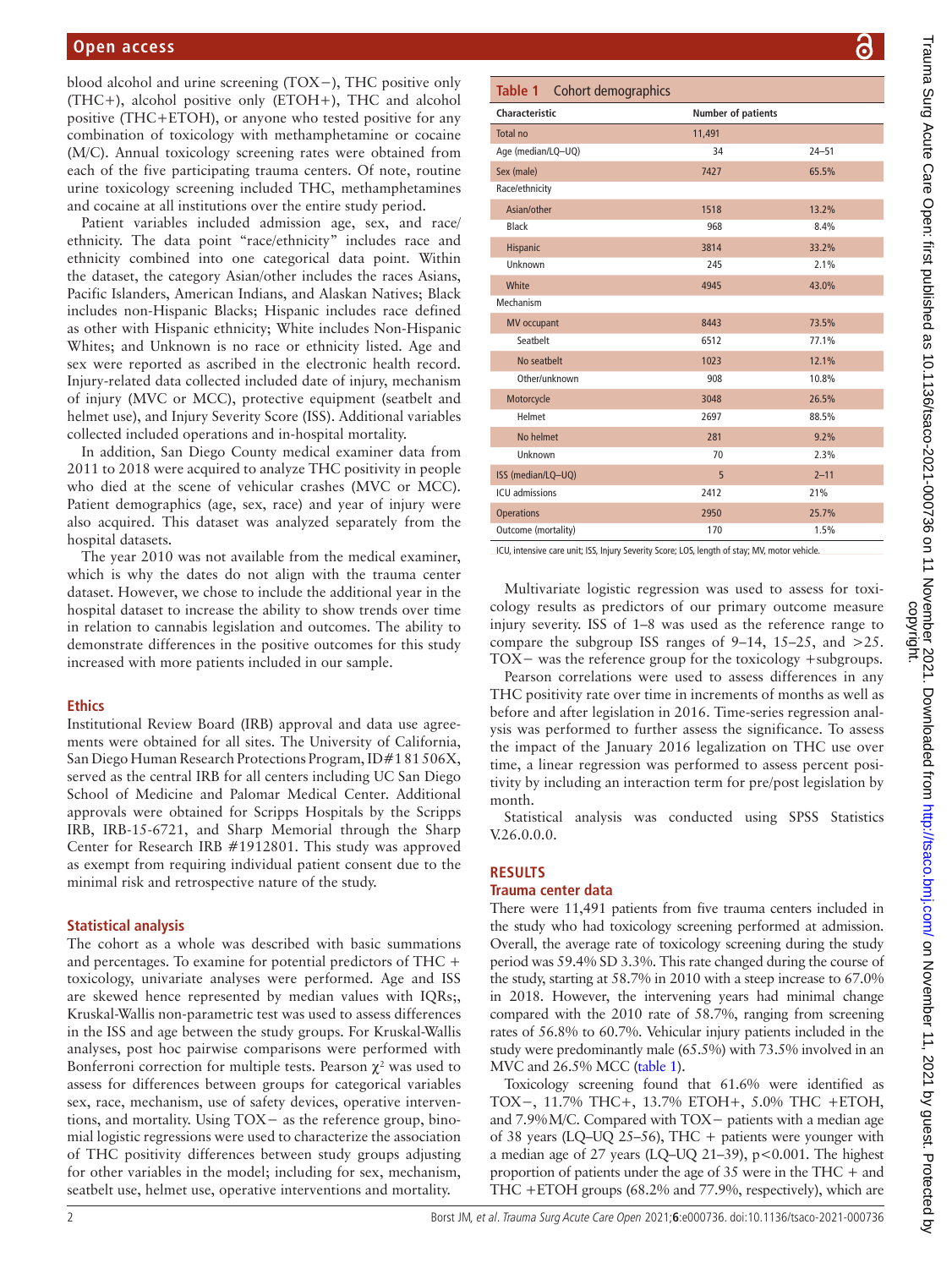blood alcohol and urine screening (TOX−), THC positive only (THC+), alcohol positive only (ETOH+), THC and alcohol positive (THC+ETOH), or anyone who tested positive for any combination of toxicology with methamphetamine or cocaine (M/C). Annual toxicology screening rates were obtained from each of the five participating trauma centers. Of note, routine urine toxicology screening included THC, methamphetamines and cocaine at all institutions over the entire study period.

Patient variables included admission age, sex, and race/ethnicity. The data point "race/ethnicity" includes race and ethnicity combined into one categorical data point. Within the dataset, the category Asian/other includes the races Asians, Pacific Islanders, American Indians, and Alaskan Natives; Black includes non-Hispanic Blacks; Hispanic includes race defined as other with Hispanic ethnicity; White includes Non-Hispanic Whites; and Unknown is no race or ethnicity listed. Age and sex were reported as ascribed in the electronic health record. Injury-related data collected included date of injury, mechanism of injury (MVC or MCC), protective equipment (seatbelt and helmet use), and Injury Severity Score (ISS). Additional variables collected included operations and in-hospital mortality.

In addition, San Diego County medical examiner data from 2011 to 2018 were acquired to analyze THC positivity in people who died at the scene of vehicular crashes (MVC or MCC). Patient demographics (age, sex, race) and year of injury were also acquired. This dataset was analyzed separately from the hospital datasets.

The year 2010 was not available from the medical examiner, which is why the dates do not align with the trauma center dataset. However, we chose to include the additional year in the hospital dataset to increase the ability to show trends over time in relation to cannabis legislation and outcomes. The ability to demonstrate differences in the positive outcomes for this study increased with more patients included in our sample.

### Ethics

Institutional Review Board (IRB) approval and data use agreements were obtained for all sites. The University of California, San Diego Human Research Protections Program, ID#181506X, served as the central IRB for all centers including UC San Diego School of Medicine and Palomar Medical Center. Additional approvals were obtained for Scripps Hospitals by the Scripps IRB, IRB-15-6721, and Sharp Memorial through the Sharp Center for Research IRB #1912801. This study was approved as exempt from requiring individual patient consent due to the minimal risk and retrospective nature of the study.

### Statistical analysis

The cohort as a whole was described with basic summations and percentages. To examine for potential predictors of THC + toxicology, univariate analyses were performed. Age and ISS are skewed hence represented by median values with IQRs;, Kruskal-Wallis non-parametric test was used to assess differences in the ISS and age between the study groups. For Kruskal-Wallis analyses, post hoc pairwise comparisons were performed with Bonferroni correction for multiple tests. Pearson $\chi^2$ was used to assess for differences between groups for categorical variables sex, race, mechanism, use of safety devices, operative interventions, and mortality. Using TOX− as the reference group, binomial logistic regressions were used to characterize the association of THC positivity differences between study groups adjusting for other variables in the model; including for sex, mechanism, seatbelt use, helmet use, operative interventions and mortality.

**Table 1** Cohort demographics

| Characteristic | Number of patients | |
|---|---|---|
| Total no | 11,491 | |
| Age (median/LQ–UQ) | 34 | 24–51 |
| Sex (male) | 7427 | 65.5% |
| Race/ethnicity | | |
| Asian/other | 1518 | 13.2% |
| Black | 968 | 8.4% |
| Hispanic | 3814 | 33.2% |
| Unknown | 245 | 2.1% |
| White | 4945 | 43.0% |
| Mechanism | | |
| MV occupant | 8443 | 73.5% |
| Seatbelt | 6512 | 77.1% |
| No seatbelt | 1023 | 12.1% |
| Other/unknown | 908 | 10.8% |
| Motorcycle | 3048 | 26.5% |
| Helmet | 2697 | 88.5% |
| No helmet | 281 | 9.2% |
| Unknown | 70 | 2.3% |
| ISS (median/LQ–UQ) | 5 | 2–11 |
| ICU admissions | 2412 | 21% |
| Operations | 2950 | 25.7% |
| Outcome (mortality) | 170 | 1.5% |

ICU, intensive care unit; ISS, Injury Severity Score; LOS, length of stay; MV, motor vehicle.

Multivariate logistic regression was used to assess for toxicology results as predictors of our primary outcome measure injury severity. ISS of 1–8 was used as the reference range to compare the subgroup ISS ranges of 9–14, 15–25, and >25. TOX− was the reference group for the toxicology +subgroups.

Pearson correlations were used to assess differences in any THC positivity rate over time in increments of months as well as before and after legislation in 2016. Time-series regression analysis was performed to further assess the significance. To assess the impact of the January 2016 legalization on THC use over time, a linear regression was performed to assess percent positivity by including an interaction term for pre/post legislation by month.

Statistical analysis was conducted using SPSS Statistics V.26.0.0.0.

## RESULTS

### Trauma center data

There were 11,491 patients from five trauma centers included in the study who had toxicology screening performed at admission. Overall, the average rate of toxicology screening during the study period was 59.4% SD 3.3%. This rate changed during the course of the study, starting at 58.7% in 2010 with a steep increase to 67.0% in 2018. However, the intervening years had minimal change compared with the 2010 rate of 58.7%, ranging from screening rates of 56.8% to 60.7%. Vehicular injury patients included in the study were predominantly male (65.5%) with 73.5% involved in an MVC and 26.5% MCC (table 1).

Toxicology screening found that 61.6% were identified as TOX−, 11.7% THC+, 13.7% ETOH+, 5.0% THC +ETOH, and 7.9%M/C. Compared with TOX− patients with a median age of 38 years (LQ–UQ 25–56), THC + patients were younger with a median age of 27 years (LQ–UQ 21–39), $p<0.001$. The highest proportion of patients under the age of 35 were in the THC + and THC +ETOH groups (68.2% and 77.9%, respectively), which are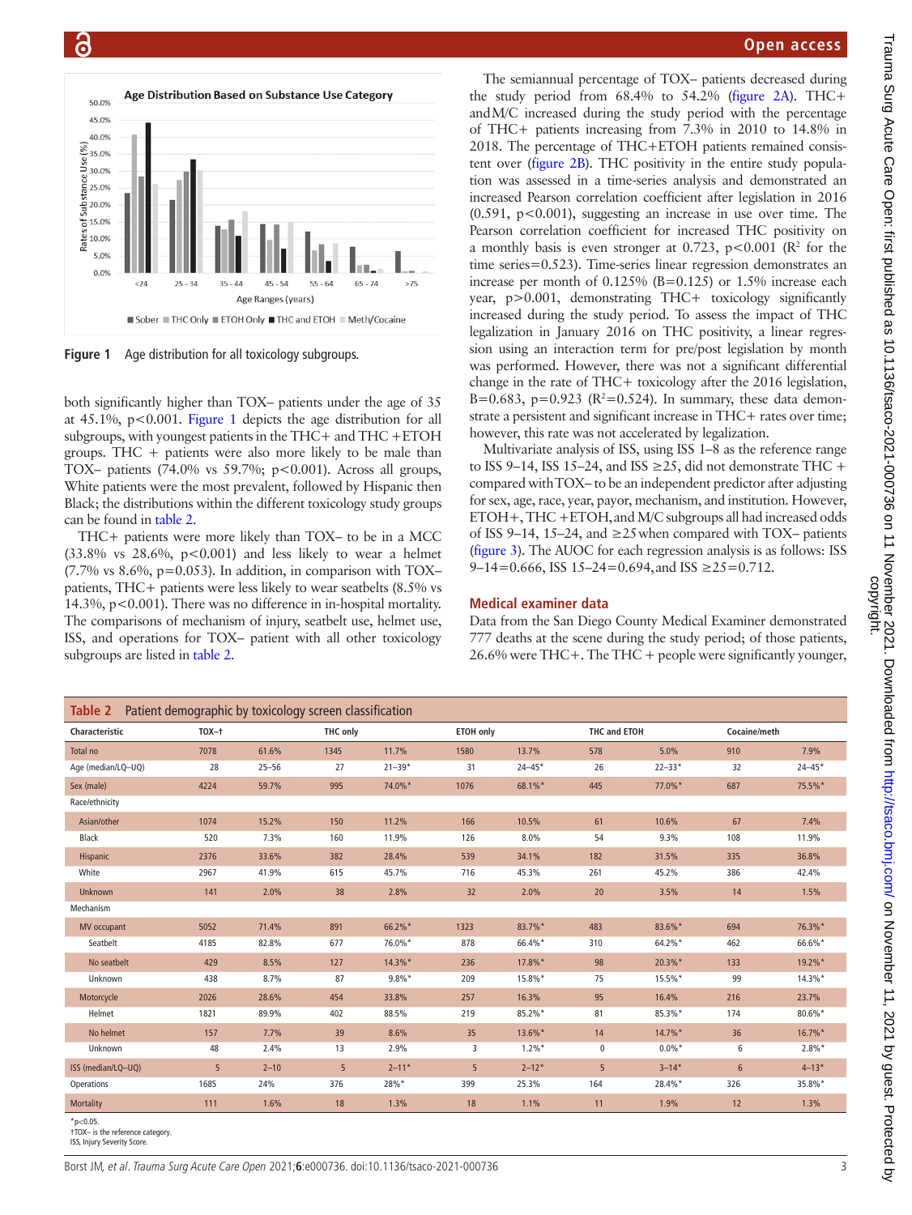Figure 1 Age distribution for all toxicology subgroups.

both significantly higher than TOX– patients under the age of 35 at 45.1%, $p<0.001$. Figure 1 depicts the age distribution for all subgroups, with youngest patients in the THC+ and THC +ETOH groups. THC + patients were also more likely to be male than TOX– patients (74.0% vs 59.7%; $p<0.001$). Across all groups, White patients were the most prevalent, followed by Hispanic then Black; the distributions within the different toxicology study groups can be found in table 2.

THC+ patients were more likely than TOX– to be in a MCC (33.8% vs 28.6%, $p<0.001$) and less likely to wear a helmet (7.7% vs 8.6%, $p=0.053$). In addition, in comparison with TOX– patients, THC+ patients were less likely to wear seatbelts (8.5% vs 14.3%, $p<0.001$). There was no difference in in-hospital mortality. The comparisons of mechanism of injury, seatbelt use, helmet use, ISS, and operations for TOX– patient with all other toxicology subgroups are listed in table 2.

The semiannual percentage of TOX– patients decreased during the study period from 68.4% to 54.2% (figure 2A). THC+ and M/C increased during the study period with the percentage of THC+ patients increasing from 7.3% in 2010 to 14.8% in 2018. The percentage of THC+ETOH patients remained consistent over (figure 2B). THC positivity in the entire study population was assessed in a time-series analysis and demonstrated an increased Pearson correlation coefficient after legislation in 2016 (0.591, $p<0.001$), suggesting an increase in use over time. The Pearson correlation coefficient for increased THC positivity on a monthly basis is even stronger at 0.723, $p<0.001$ ($R^2$ for the time series=0.523). Time-series linear regression demonstrates an increase per month of 0.125% (B=0.125) or 1.5% increase each year, $p>0.001$, demonstrating THC+ toxicology significantly increased during the study period. To assess the impact of THC legalization in January 2016 on THC positivity, a linear regression using an interaction term for pre/post legislation by month was performed. However, there was not a significant differential change in the rate of THC+ toxicology after the 2016 legislation, B=0.683, $p=0.923$ ($R^2=0.524$). In summary, these data demonstrate a persistent and significant increase in THC+ rates over time; however, this rate was not accelerated by legalization.

Multivariate analysis of ISS, using ISS 1–8 as the reference range to ISS 9–14, ISS 15–24, and ISS ≥25, did not demonstrate THC + compared with TOX– to be an independent predictor after adjusting for sex, age, race, year, payor, mechanism, and institution. However, ETOH+, THC +ETOH, and M/C subgroups all had increased odds of ISS 9–14, 15–24, and ≥25 when compared with TOX– patients (figure 3). The AUOC for each regression analysis is as follows: ISS 9–14=0.666, ISS 15–24=0.694, and ISS ≥25=0.712.

## Medical examiner data

Data from the San Diego County Medical Examiner demonstrated 777 deaths at the scene during the study period; of those patients, 26.6% were THC+. The THC + people were significantly younger,

**Table 2** Patient demographic by toxicology screen classification

| Characteristic | TOX–† | | THC only | | ETOH only | | THC and ETOH | | Cocaine/meth | |
|---|---|---|---|---|---|---|---|---|---|---|
| Total no | 7078 | 61.6% | 1345 | 11.7% | 1580 | 13.7% | 578 | 5.0% | 910 | 7.9% |
| Age (median/LQ–UQ) | 28 | 25–56 | 27 | 21–39* | 31 | 24–45* | 26 | 22–33* | 32 | 24–45* |
| Sex (male) | 4224 | 59.7% | 995 | 74.0%* | 1076 | 68.1%* | 445 | 77.0%* | 687 | 75.5%* |
| Race/ethnicity | | | | | | | | | | |
| Asian/other | 1074 | 15.2% | 150 | 11.2% | 166 | 10.5% | 61 | 10.6% | 67 | 7.4% |
| Black | 520 | 7.3% | 160 | 11.9% | 126 | 8.0% | 54 | 9.3% | 108 | 11.9% |
| Hispanic | 2376 | 33.6% | 382 | 28.4% | 539 | 34.1% | 182 | 31.5% | 335 | 36.8% |
| White | 2967 | 41.9% | 615 | 45.7% | 716 | 45.3% | 261 | 45.2% | 386 | 42.4% |
| Unknown | 141 | 2.0% | 38 | 2.8% | 32 | 2.0% | 20 | 3.5% | 14 | 1.5% |
| Mechanism | | | | | | | | | | |
| MV occupant | 5052 | 71.4% | 891 | 66.2%* | 1323 | 83.7%* | 483 | 83.6%* | 694 | 76.3%* |
| Seatbelt | 4185 | 82.8% | 677 | 76.0%* | 878 | 66.4%* | 310 | 64.2%* | 462 | 66.6%* |
| No seatbelt | 429 | 8.5% | 127 | 14.3%* | 236 | 17.8%* | 98 | 20.3%* | 133 | 19.2%* |
| Unknown | 438 | 8.7% | 87 | 9.8%* | 209 | 15.8%* | 75 | 15.5%* | 99 | 14.3%* |
| Motorcycle | 2026 | 28.6% | 454 | 33.8% | 257 | 16.3% | 95 | 16.4% | 216 | 23.7% |
| Helmet | 1821 | 89.9% | 402 | 88.5% | 219 | 85.2%* | 81 | 85.3%* | 174 | 80.6%* |
| No helmet | 157 | 7.7% | 39 | 8.6% | 35 | 13.6%* | 14 | 14.7%* | 36 | 16.7%* |
| Unknown | 48 | 2.4% | 13 | 2.9% | 3 | 1.2%* | 0 | 0.0%* | 6 | 2.8%* |
| ISS (median/LQ–UQ) | 5 | 2–10 | 5 | 2–11* | 5 | 2–12* | 5 | 3–14* | 6 | 4–13* |
| Operations | 1685 | 24% | 376 | 28%* | 399 | 25.3% | 164 | 28.4%* | 326 | 35.8%* |
| Mortality | 111 | 1.6% | 18 | 1.3% | 18 | 1.1% | 11 | 1.9% | 12 | 1.3% |

*p<0.05.
†TOX– is the reference category.
ISS, Injury Severity Score.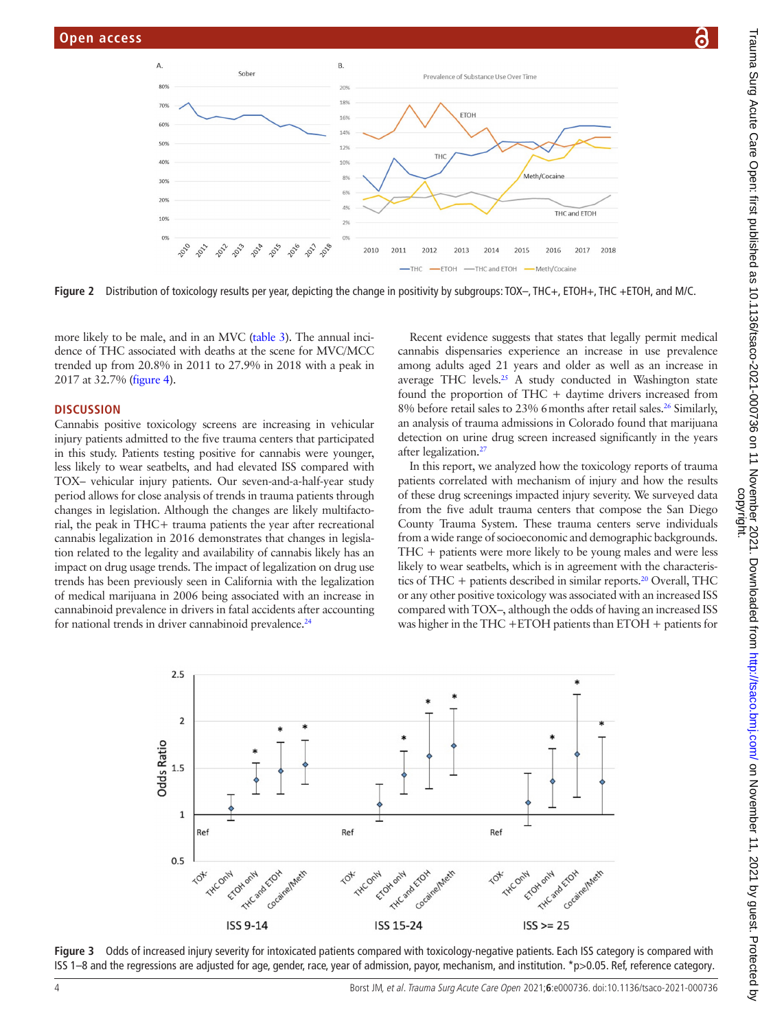Figure 2 Distribution of toxicology results per year, depicting the change in positivity by subgroups: TOX–, THC+, ETOH+, THC +ETOH, and M/C.

more likely to be male, and in an MVC (table 3). The annual incidence of THC associated with deaths at the scene for MVC/MCC trended up from 20.8% in 2011 to 27.9% in 2018 with a peak in 2017 at 32.7% (figure 4).

## DISCUSSION

Cannabis positive toxicology screens are increasing in vehicular injury patients admitted to the five trauma centers that participated in this study. Patients testing positive for cannabis were younger, less likely to wear seatbelts, and had elevated ISS compared with TOX– vehicular injury patients. Our seven-and-a-half-year study period allows for close analysis of trends in trauma patients through changes in legislation. Although the changes are likely multifactorial, the peak in THC+ trauma patients the year after recreational cannabis legalization in 2016 demonstrates that changes in legislation related to the legality and availability of cannabis likely has an impact on drug usage trends. The impact of legalization on drug use trends has been previously seen in California with the legalization of medical marijuana in 2006 being associated with an increase in cannabinoid prevalence in drivers in fatal accidents after accounting for national trends in driver cannabinoid prevalence.[24]

Recent evidence suggests that states that legally permit medical cannabis dispensaries experience an increase in use prevalence among adults aged 21 years and older as well as an increase in average THC levels.[25] A study conducted in Washington state found the proportion of THC + daytime drivers increased from 8% before retail sales to 23% 6 months after retail sales.[26] Similarly, an analysis of trauma admissions in Colorado found that marijuana detection on urine drug screen increased significantly in the years after legalization.[27]

In this report, we analyzed how the toxicology reports of trauma patients correlated with mechanism of injury and how the results of these drug screenings impacted injury severity. We surveyed data from the five adult trauma centers that compose the San Diego County Trauma System. These trauma centers serve individuals from a wide range of socioeconomic and demographic backgrounds. THC + patients were more likely to be young males and were less likely to wear seatbelts, which is in agreement with the characteristics of THC + patients described in similar reports.[20] Overall, THC or any other positive toxicology was associated with an increased ISS compared with TOX–, although the odds of having an increased ISS was higher in the THC +ETOH patients than ETOH + patients for

Figure 3 Odds of increased injury severity for intoxicated patients compared with toxicology-negative patients. Each ISS category is compared with ISS 1–8 and the regressions are adjusted for age, gender, race, year of admission, payor, mechanism, and institution. *p>0.05. Ref, reference category.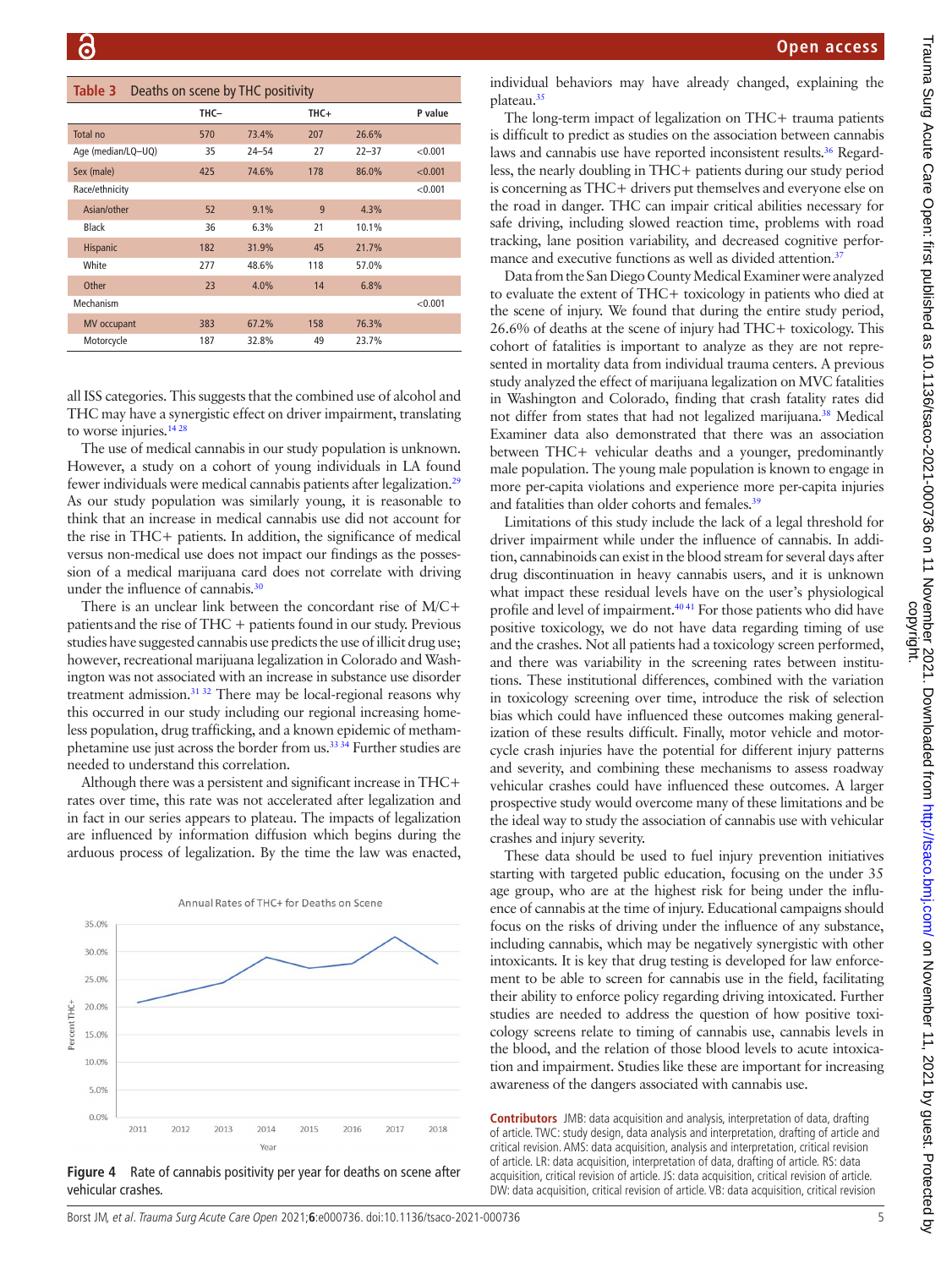**Table 3** Deaths on scene by THC positivity

| | THC− | | THC+ | | P value |
|---|---|---|---|---|---|
| Total no | 570 | 73.4% | 207 | 26.6% | |
| Age (median/LQ–UQ) | 35 | 24–54 | 27 | 22–37 | <0.001 |
| Sex (male) | 425 | 74.6% | 178 | 86.0% | <0.001 |
| Race/ethnicity | | | | | <0.001 |
| Asian/other | 52 | 9.1% | 9 | 4.3% | |
| Black | 36 | 6.3% | 21 | 10.1% | |
| Hispanic | 182 | 31.9% | 45 | 21.7% | |
| White | 277 | 48.6% | 118 | 57.0% | |
| Other | 23 | 4.0% | 14 | 6.8% | |
| Mechanism | | | | | <0.001 |
| MV occupant | 383 | 67.2% | 158 | 76.3% | |
| Motorcycle | 187 | 32.8% | 49 | 23.7% | |

all ISS categories. This suggests that the combined use of alcohol and THC may have a synergistic effect on driver impairment, translating to worse injuries.[14 28]

The use of medical cannabis in our study population is unknown. However, a study on a cohort of young individuals in LA found fewer individuals were medical cannabis patients after legalization.[29] As our study population was similarly young, it is reasonable to think that an increase in medical cannabis use did not account for the rise in THC+ patients. In addition, the significance of medical versus non-medical use does not impact our findings as the possession of a medical marijuana card does not correlate with driving under the influence of cannabis.[30]

There is an unclear link between the concordant rise of M/C+ patients and the rise of THC + patients found in our study. Previous studies have suggested cannabis use predicts the use of illicit drug use; however, recreational marijuana legalization in Colorado and Washington was not associated with an increase in substance use disorder treatment admission.[31 32] There may be local-regional reasons why this occurred in our study including our regional increasing homeless population, drug trafficking, and a known epidemic of methamphetamine use just across the border from us.[33 34] Further studies are needed to understand this correlation.

Although there was a persistent and significant increase in THC+ rates over time, this rate was not accelerated after legalization and in fact in our series appears to plateau. The impacts of legalization are influenced by information diffusion which begins during the arduous process of legalization. By the time the law was enacted,

Annual Rates of THC+ for Deaths on Scene

**Figure 4** Rate of cannabis positivity per year for deaths on scene after vehicular crashes.

individual behaviors may have already changed, explaining the plateau.[35]

The long-term impact of legalization on THC+ trauma patients is difficult to predict as studies on the association between cannabis laws and cannabis use have reported inconsistent results.[36] Regardless, the nearly doubling in THC+ patients during our study period is concerning as THC+ drivers put themselves and everyone else on the road in danger. THC can impair critical abilities necessary for safe driving, including slowed reaction time, problems with road tracking, lane position variability, and decreased cognitive performance and executive functions as well as divided attention.[37]

Data from the San Diego County Medical Examiner were analyzed to evaluate the extent of THC+ toxicology in patients who died at the scene of injury. We found that during the entire study period, 26.6% of deaths at the scene of injury had THC+ toxicology. This cohort of fatalities is important to analyze as they are not represented in mortality data from individual trauma centers. A previous study analyzed the effect of marijuana legalization on MVC fatalities in Washington and Colorado, finding that crash fatality rates did not differ from states that had not legalized marijuana.[38] Medical Examiner data also demonstrated that there was an association between THC+ vehicular deaths and a younger, predominantly male population. The young male population is known to engage in more per-capita violations and experience more per-capita injuries and fatalities than older cohorts and females.[39]

Limitations of this study include the lack of a legal threshold for driver impairment while under the influence of cannabis. In addition, cannabinoids can exist in the blood stream for several days after drug discontinuation in heavy cannabis users, and it is unknown what impact these residual levels have on the user's physiological profile and level of impairment.[40 41] For those patients who did have positive toxicology, we do not have data regarding timing of use and the crashes. Not all patients had a toxicology screen performed, and there was variability in the screening rates between institutions. These institutional differences, combined with the variation in toxicology screening over time, introduce the risk of selection bias which could have influenced these outcomes making generalization of these results difficult. Finally, motor vehicle and motorcycle crash injuries have the potential for different injury patterns and severity, and combining these mechanisms to assess roadway vehicular crashes could have influenced these outcomes. A larger prospective study would overcome many of these limitations and be the ideal way to study the association of cannabis use with vehicular crashes and injury severity.

These data should be used to fuel injury prevention initiatives starting with targeted public education, focusing on the under 35 age group, who are at the highest risk for being under the influence of cannabis at the time of injury. Educational campaigns should focus on the risks of driving under the influence of any substance, including cannabis, which may be negatively synergistic with other intoxicants. It is key that drug testing is developed for law enforcement to be able to screen for cannabis use in the field, facilitating their ability to enforce policy regarding driving intoxicated. Further studies are needed to address the question of how positive toxicology screens relate to timing of cannabis use, cannabis levels in the blood, and the relation of those blood levels to acute intoxication and impairment. Studies like these are important for increasing awareness of the dangers associated with cannabis use.

**Contributors** JMB: data acquisition and analysis, interpretation of data, drafting of article. TWC: study design, data analysis and interpretation, drafting of article and critical revision. AMS: data acquisition, analysis and interpretation, critical revision of article. LR: data acquisition, interpretation of data, drafting of article. RS: data acquisition, critical revision of article. JS: data acquisition, critical revision of article. DW: data acquisition, critical revision of article. VB: data acquisition, critical revision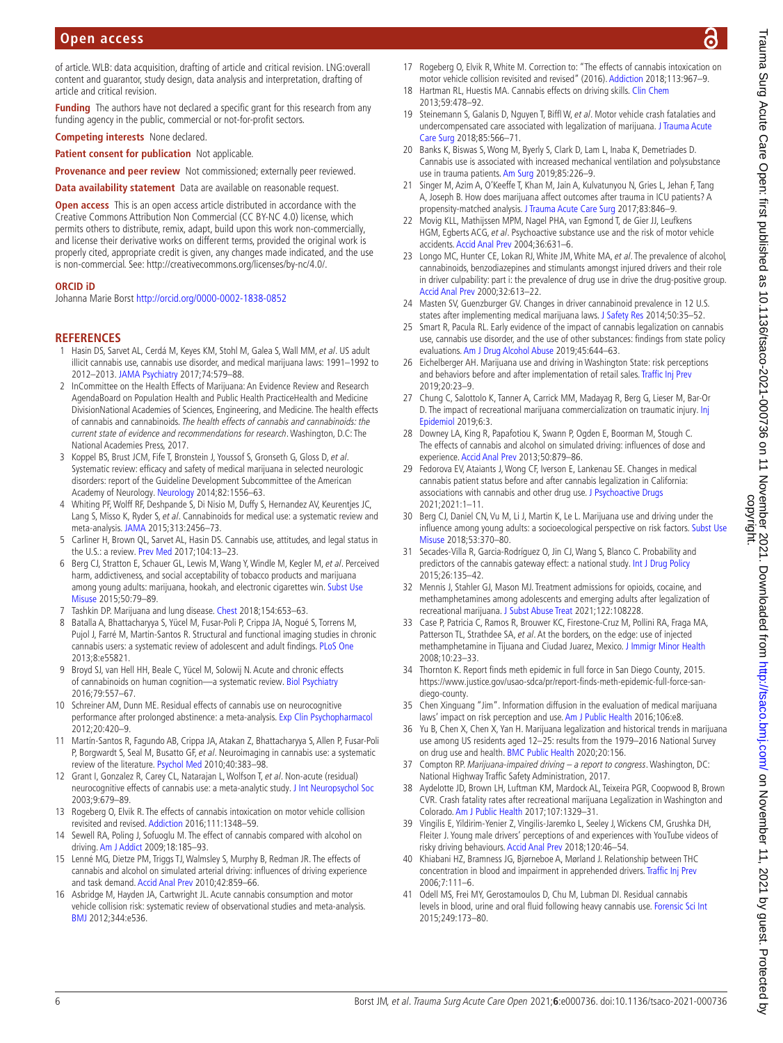of article. WLB: data acquisition, drafting of article and critical revision. LNG:overall content and guarantor, study design, data analysis and interpretation, drafting of article and critical revision.

**Funding** The authors have not declared a specific grant for this research from any funding agency in the public, commercial or not-for-profit sectors.

**Competing interests** None declared.

**Patient consent for publication** Not applicable.

**Provenance and peer review** Not commissioned; externally peer reviewed.

**Data availability statement** Data are available on reasonable request.

**Open access** This is an open access article distributed in accordance with the Creative Commons Attribution Non Commercial (CC BY-NC 4.0) license, which permits others to distribute, remix, adapt, build upon this work non-commercially, and license their derivative works on different terms, provided the original work is properly cited, appropriate credit is given, any changes made indicated, and the use is non-commercial. See: http://creativecommons.org/licenses/by-nc/4.0/.

#### ORCID iD

Johanna Marie Borst http://orcid.org/0000-0002-1838-0852

## REFERENCES

1. Hasin DS, Sarvet AL, Cerdá M, Keyes KM, Stohl M, Galea S, Wall MM, *et al*. US adult illicit cannabis use, cannabis use disorder, and medical marijuana laws: 1991–1992 to 2012–2013. JAMA Psychiatry 2017;74:579–88.
2. InCommittee on the Health Effects of Marijuana: An Evidence Review and Research AgendaBoard on Population Health and Public Health PracticeHealth and Medicine DivisionNational Academies of Sciences, Engineering, and Medicine. The health effects of cannabis and cannabinoids. *The health effects of cannabis and cannabinoids: the current state of evidence and recommendations for research*. Washington, D.C: The National Academies Press, 2017.
3. Koppel BS, Brust JCM, Fife T, Bronstein J, Youssof S, Gronseth G, Gloss D, *et al*. Systematic review: efficacy and safety of medical marijuana in selected neurologic disorders: report of the Guideline Development Subcommittee of the American Academy of Neurology. Neurology 2014;82:1556–63.
4. Whiting PF, Wolff RF, Deshpande S, Di Nisio M, Duffy S, Hernandez AV, Keurentjes JC, Lang S, Misso K, Ryder S, *et al*. Cannabinoids for medical use: a systematic review and meta-analysis. JAMA 2015;313:2456–73.
5. Carliner H, Brown QL, Sarvet AL, Hasin DS. Cannabis use, attitudes, and legal status in the U.S.: a review. Prev Med 2017;104:13–23.
6. Berg CJ, Stratton E, Schauer GL, Lewis M, Wang Y, Windle M, Kegler M, *et al*. Perceived harm, addictiveness, and social acceptability of tobacco products and marijuana among young adults: marijuana, hookah, and electronic cigarettes win. Subst Use Misuse 2015;50:79–89.
7. Tashkin DP. Marijuana and lung disease. Chest 2018;154:653–63.
8. Batalla A, Bhattacharyya S, Yücel M, Fusar-Poli P, Crippa JA, Nogué S, Torrens M, Pujol J, Farré M, Martin-Santos R. Structural and functional imaging studies in chronic cannabis users: a systematic review of adolescent and adult findings. PLoS One 2013;8:e55821.
9. Broyd SJ, van Hell HH, Beale C, Yücel M, Solowij N. Acute and chronic effects of cannabinoids on human cognition—a systematic review. Biol Psychiatry 2016;79:557–67.
10. Schreiner AM, Dunn ME. Residual effects of cannabis use on neurocognitive performance after prolonged abstinence: a meta-analysis. Exp Clin Psychopharmacol 2012;20:420–9.
11. Martín-Santos R, Fagundo AB, Crippa JA, Atakan Z, Bhattacharyya S, Allen P, Fusar-Poli P, Borgwardt S, Seal M, Busatto GF, *et al*. Neuroimaging in cannabis use: a systematic review of the literature. Psychol Med 2010;40:383–98.
12. Grant I, Gonzalez R, Carey CL, Natarajan L, Wolfson T, *et al*. Non-acute (residual) neurocognitive effects of cannabis use: a meta-analytic study. J Int Neuropsychol Soc 2003;9:679–89.
13. Rogeberg O, Elvik R. The effects of cannabis intoxication on motor vehicle collision revisited and revised. Addiction 2016;111:1348–59.
14. Sewell RA, Poling J, Sofuoglu M. The effect of cannabis compared with alcohol on driving. Am J Addict 2009;18:185–93.
15. Lenné MG, Dietze PM, Triggs TJ, Walmsley S, Murphy B, Redman JR. The effects of cannabis and alcohol on simulated arterial driving: influences of driving experience and task demand. Accid Anal Prev 2010;42:859–66.
16. Asbridge M, Hayden JA, Cartwright JL. Acute cannabis consumption and motor vehicle collision risk: systematic review of observational studies and meta-analysis. BMJ 2012;344:e536.
17. Rogeberg O, Elvik R, White M. Correction to: "The effects of cannabis intoxication on motor vehicle collision revisited and revised" (2016). Addiction 2018;113:967–9.
18. Hartman RL, Huestis MA. Cannabis effects on driving skills. Clin Chem 2013;59:478–92.
19. Steinemann S, Galanis D, Nguyen T, Biffl W, *et al*. Motor vehicle crash fatalaties and undercompensated care associated with legalization of marijuana. J Trauma Acute Care Surg 2018;85:566–71.
20. Banks K, Biswas S, Wong M, Byerly S, Clark D, Lam L, Inaba K, Demetriades D. Cannabis use is associated with increased mechanical ventilation and polysubstance use in trauma patients. Am Surg 2019;85:226–9.
21. Singer M, Azim A, O'Keeffe T, Khan M, Jain A, Kulvatunyou N, Gries L, Jehan F, Tang A, Joseph B. How does marijuana affect outcomes after trauma in ICU patients? A propensity-matched analysis. J Trauma Acute Care Surg 2017;83:846–9.
22. Movig KLL, Mathijssen MPM, Nagel PHA, van Egmond T, de Gier JJ, Leufkens HGM, Egberts ACG, *et al*. Psychoactive substance use and the risk of motor vehicle accidents. Accid Anal Prev 2004;36:631–6.
23. Longo MC, Hunter CE, Lokan RJ, White JM, White MA, *et al*. The prevalence of alcohol, cannabinoids, benzodiazepines and stimulants amongst injured drivers and their role in driver culpability: part i: the prevalence of drug use in drive the drug-positive group. Accid Anal Prev 2000;32:613–22.
24. Masten SV, Guenzburger GV. Changes in driver cannabinoid prevalence in 12 U.S. states after implementing medical marijuana laws. J Safety Res 2014;50:35–52.
25. Smart R, Pacula RL. Early evidence of the impact of cannabis legalization on cannabis use, cannabis use disorder, and the use of other substances: findings from state policy evaluations. Am J Drug Alcohol Abuse 2019;45:644–63.
26. Eichelberger AH. Marijuana use and driving in Washington State: risk perceptions and behaviors before and after implementation of retail sales. Traffic Inj Prev 2019;20:23–9.
27. Chung C, Salottolo K, Tanner A, Carrick MM, Madayag R, Berg G, Lieser M, Bar-Or D. The impact of recreational marijuana commercialization on traumatic injury. Inj Epidemiol 2019;6:3.
28. Downey LA, King R, Papafotiou K, Swann P, Ogden E, Boorman M, Stough C. The effects of cannabis and alcohol on simulated driving: influences of dose and experience. Accid Anal Prev 2013;50:879–86.
29. Fedorova EV, Ataiants J, Wong CF, Iverson E, Lankenau SE. Changes in medical cannabis patient status before and after cannabis legalization in California: associations with cannabis and other drug use. J Psychoactive Drugs 2021;2021:1–11.
30. Berg CJ, Daniel CN, Vu M, Li J, Martin K, Le L. Marijuana use and driving under the influence among young adults: a socioecological perspective on risk factors. Subst Use Misuse 2018;53:370–80.
31. Secades-Villa R, Garcia-Rodríguez O, Jin CJ, Wang S, Blanco C. Probability and predictors of the cannabis gateway effect: a national study. Int J Drug Policy 2015;26:135–42.
32. Mennis J, Stahler GJ, Mason MJ. Treatment admissions for opioids, cocaine, and methamphetamines among adolescents and emerging adults after legalization of recreational marijuana. J Subst Abuse Treat 2021;122:108228.
33. Case P, Patricia C, Ramos R, Brouwer KC, Firestone-Cruz M, Pollini RA, Fraga MA, Patterson TL, Strathdee SA, *et al*. At the borders, on the edge: use of injected methamphetamine in Tijuana and Ciudad Juarez, Mexico. J Immigr Minor Health 2008;10:23–33.
34. Thornton K. Report finds meth epidemic in full force in San Diego County, 2015. https://www.justice.gov/usao-sdca/pr/report-finds-meth-epidemic-full-force-san-diego-county.
35. Chen Xinguang "Jim". Information diffusion in the evaluation of medical marijuana laws' impact on risk perception and use. Am J Public Health 2016;106:e8.
36. Yu B, Chen X, Chen X, Yan H. Marijuana legalization and historical trends in marijuana use among US residents aged 12–25: results from the 1979–2016 National Survey on drug use and health. BMC Public Health 2020;20:156.
37. Compton RP. *Marijuana-impaired driving – a report to congress*. Washington, DC: National Highway Traffic Safety Administration, 2017.
38. Aydelotte JD, Brown LH, Luftman KM, Mardock AL, Teixeira PGR, Coopwood B, Brown CVR. Crash fatality rates after recreational marijuana Legalization in Washington and Colorado. Am J Public Health 2017;107:1329–31.
39. Vingilis E, Yildirim-Yenier Z, Vingilis-Jaremko L, Seeley J, Wickens CM, Grushka DH, Fleiter J. Young male drivers' perceptions of and experiences with YouTube videos of risky driving behaviours. Accid Anal Prev 2018;120:46–54.
40. Khiabani HZ, Bramness JG, Bjørneboe A, Mørland J. Relationship between THC concentration in blood and impairment in apprehended drivers. Traffic Inj Prev 2006;7:111–6.
41. Odell MS, Frei MY, Gerostamoulos D, Chu M, Lubman DI. Residual cannabis levels in blood, urine and oral fluid following heavy cannabis use. Forensic Sci Int 2015;249:173–80.